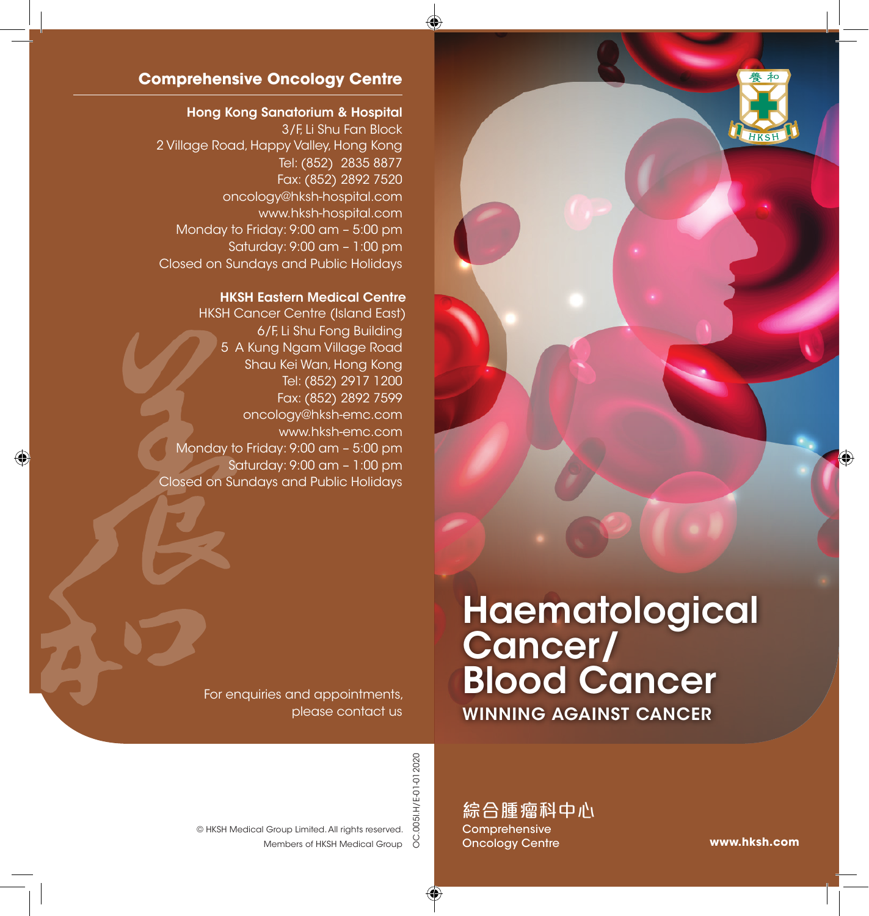# Haematological Cancer/ Blood Cancer

WINNING AGAINST CANCER

綜合腫瘤科中心

Comprehensive Oncology Centre

www.hksh.com

## Comprehensive Oncology Centre

**Hong Kong Sanatorium & Hospital**
3/F, Li Shu Fan Block
2 Village Road, Happy Valley, Hong Kong
Tel: (852) 2835 8877
Fax: (852) 2892 7520
oncology@hksh-hospital.com
www.hksh-hospital.com
Monday to Friday: 9:00 am – 5:00 pm
Saturday: 9:00 am – 1:00 pm
Closed on Sundays and Public Holidays

**HKSH Eastern Medical Centre**
HKSH Cancer Centre (Island East)
6/F, Li Shu Fong Building
5 A Kung Ngam Village Road
Shau Kei Wan, Hong Kong
Tel: (852) 2917 1200
Fax: (852) 2892 7599
oncology@hksh-emc.com
www.hksh-emc.com
Monday to Friday: 9:00 am – 5:00 pm
Saturday: 9:00 am – 1:00 pm
Closed on Sundays and Public Holidays

For enquiries and appointments, please contact us

© HKSH Medical Group Limited. All rights reserved.
Members of HKSH Medical Group

OC.005I.H/E-01-012020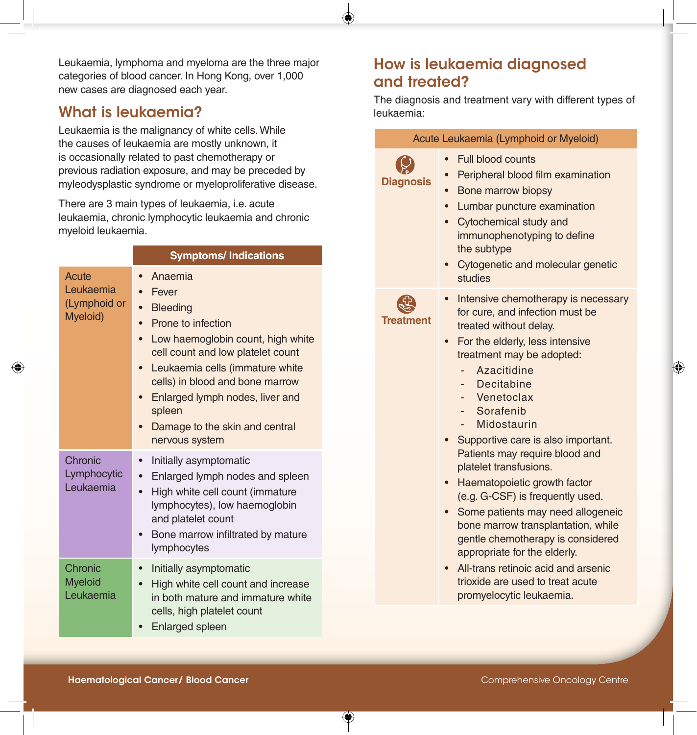Leukaemia, lymphoma and myeloma are the three major categories of blood cancer. In Hong Kong, over 1,000 new cases are diagnosed each year.

## What is leukaemia?

Leukaemia is the malignancy of white cells. While the causes of leukaemia are mostly unknown, it is occasionally related to past chemotherapy or previous radiation exposure, and may be preceded by myleodysplastic syndrome or myeloproliferative disease.

There are 3 main types of leukaemia, i.e. acute leukaemia, chronic lymphocytic leukaemia and chronic myeloid leukaemia.

| | Symptoms/ Indications |
|---|---|
| Acute Leukaemia (Lymphoid or Myeloid) | • Anaemia<br>• Fever<br>• Bleeding<br>• Prone to infection<br>• Low haemoglobin count, high white cell count and low platelet count<br>• Leukaemia cells (immature white cells) in blood and bone marrow<br>• Enlarged lymph nodes, liver and spleen<br>• Damage to the skin and central nervous system |
| Chronic Lymphocytic Leukaemia | • Initially asymptomatic<br>• Enlarged lymph nodes and spleen<br>• High white cell count (immature lymphocytes), low haemoglobin and platelet count<br>• Bone marrow infiltrated by mature lymphocytes |
| Chronic Myeloid Leukaemia | • Initially asymptomatic<br>• High white cell count and increase in both mature and immature white cells, high platelet count<br>• Enlarged spleen |

## How is leukaemia diagnosed and treated?

The diagnosis and treatment vary with different types of leukaemia:

| Acute Leukaemia (Lymphoid or Myeloid) | |
|---|---|
| Diagnosis | • Full blood counts<br>• Peripheral blood film examination<br>• Bone marrow biopsy<br>• Lumbar puncture examination<br>• Cytochemical study and immunophenotyping to define the subtype<br>• Cytogenetic and molecular genetic studies |
| Treatment | • Intensive chemotherapy is necessary for cure, and infection must be treated without delay.<br>• For the elderly, less intensive treatment may be adopted:<br>- Azacitidine<br>- Decitabine<br>- Venetoclax<br>- Sorafenib<br>- Midostaurin<br>• Supportive care is also important. Patients may require blood and platelet transfusions.<br>• Haematopoietic growth factor (e.g. G-CSF) is frequently used.<br>• Some patients may need allogeneic bone marrow transplantation, while gentle chemotherapy is considered appropriate for the elderly.<br>• All-trans retinoic acid and arsenic trioxide are used to treat acute promyelocytic leukaemia. |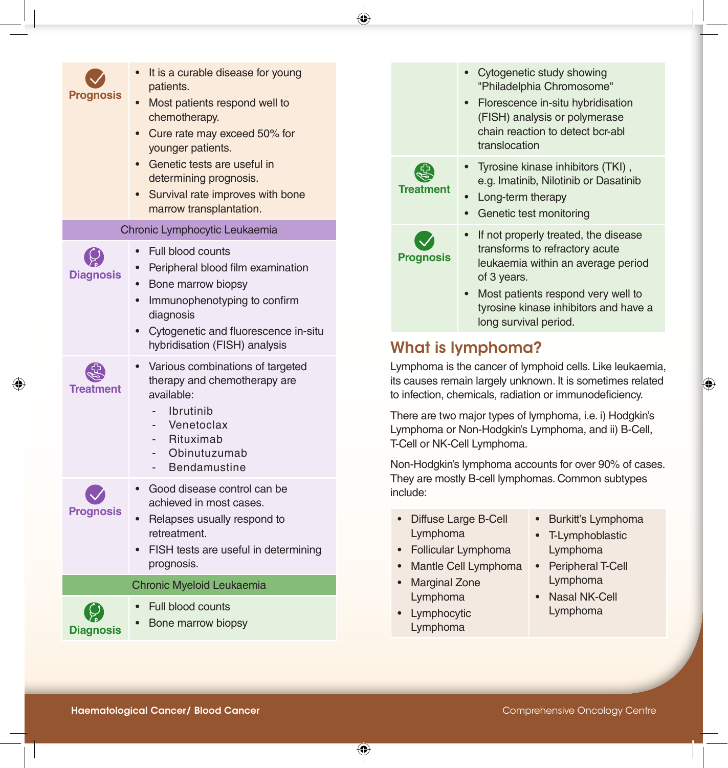| | |
|---|---|
| **Prognosis** | • It is a curable disease for young patients.<br>• Most patients respond well to chemotherapy.<br>• Cure rate may exceed 50% for younger patients.<br>• Genetic tests are useful in determining prognosis.<br>• Survival rate improves with bone marrow transplantation. |

| Chronic Lymphocytic Leukaemia | |
|---|---|
| **Diagnosis** | • Full blood counts<br>• Peripheral blood film examination<br>• Bone marrow biopsy<br>• Immunophenotyping to confirm diagnosis<br>• Cytogenetic and fluorescence in-situ hybridisation (FISH) analysis |
| **Treatment** | • Various combinations of targeted therapy and chemotherapy are available:<br>- Ibrutinib<br>- Venetoclax<br>- Rituximab<br>- Obinutuzumab<br>- Bendamustine |
| **Prognosis** | • Good disease control can be achieved in most cases.<br>• Relapses usually respond to retreatment.<br>• FISH tests are useful in determining prognosis. |

| Chronic Myeloid Leukaemia | |
|---|---|
| **Diagnosis** | • Full blood counts<br>• Bone marrow biopsy<br>• Cytogenetic study showing "Philadelphia Chromosome"<br>• Florescence in-situ hybridisation (FISH) analysis or polymerase chain reaction to detect bcr-abl translocation |
| **Treatment** | • Tyrosine kinase inhibitors (TKI) , e.g. Imatinib, Nilotinib or Dasatinib<br>• Long-term therapy<br>• Genetic test monitoring |
| **Prognosis** | • If not properly treated, the disease transforms to refractory acute leukaemia within an average period of 3 years.<br>• Most patients respond very well to tyrosine kinase inhibitors and have a long survival period. |

## What is lymphoma?

Lymphoma is the cancer of lymphoid cells. Like leukaemia, its causes remain largely unknown. It is sometimes related to infection, chemicals, radiation or immunodeficiency.

There are two major types of lymphoma, i.e. i) Hodgkin's Lymphoma or Non-Hodgkin's Lymphoma, and ii) B-Cell, T-Cell or NK-Cell Lymphoma.

Non-Hodgkin's lymphoma accounts for over 90% of cases. They are mostly B-cell lymphomas. Common subtypes include:

- Diffuse Large B-Cell Lymphoma
- Follicular Lymphoma
- Mantle Cell Lymphoma
- Marginal Zone Lymphoma
- Lymphocytic Lymphoma
- Burkitt's Lymphoma
- T-Lymphoblastic Lymphoma
- Peripheral T-Cell Lymphoma
- Nasal NK-Cell Lymphoma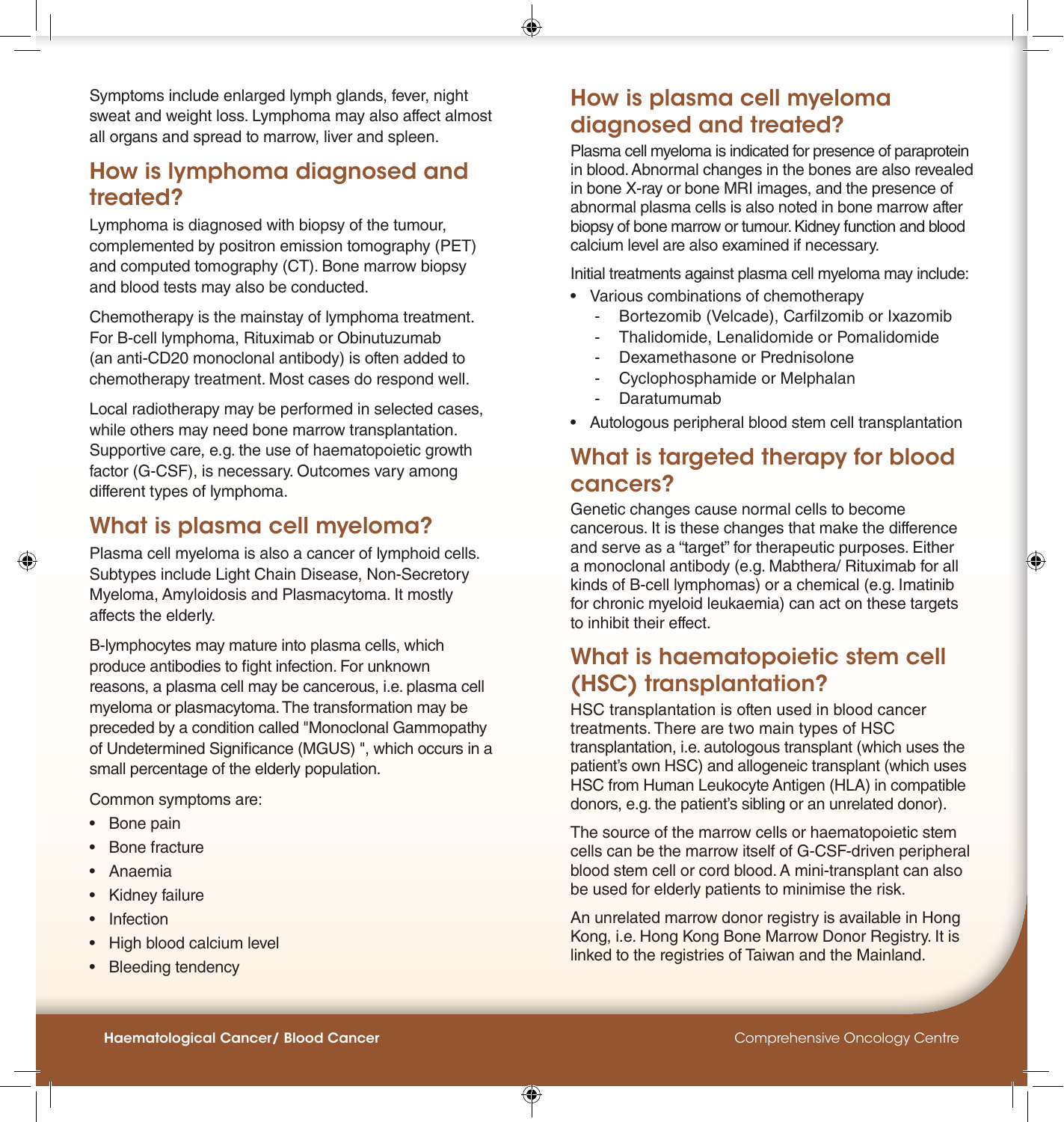Symptoms include enlarged lymph glands, fever, night sweat and weight loss. Lymphoma may also affect almost all organs and spread to marrow, liver and spleen.

## How is lymphoma diagnosed and treated?

Lymphoma is diagnosed with biopsy of the tumour, complemented by positron emission tomography (PET) and computed tomography (CT). Bone marrow biopsy and blood tests may also be conducted.

Chemotherapy is the mainstay of lymphoma treatment. For B-cell lymphoma, Rituximab or Obinutuzumab (an anti-CD20 monoclonal antibody) is often added to chemotherapy treatment. Most cases do respond well.

Local radiotherapy may be performed in selected cases, while others may need bone marrow transplantation. Supportive care, e.g. the use of haematopoietic growth factor (G-CSF), is necessary. Outcomes vary among different types of lymphoma.

## What is plasma cell myeloma?

Plasma cell myeloma is also a cancer of lymphoid cells. Subtypes include Light Chain Disease, Non-Secretory Myeloma, Amyloidosis and Plasmacytoma. It mostly affects the elderly.

B-lymphocytes may mature into plasma cells, which produce antibodies to fight infection. For unknown reasons, a plasma cell may be cancerous, i.e. plasma cell myeloma or plasmacytoma. The transformation may be preceded by a condition called "Monoclonal Gammopathy of Undetermined Significance (MGUS) ", which occurs in a small percentage of the elderly population.

Common symptoms are:

- Bone pain
- Bone fracture
- Anaemia
- Kidney failure
- Infection
- High blood calcium level
- Bleeding tendency

## How is plasma cell myeloma diagnosed and treated?

Plasma cell myeloma is indicated for presence of paraprotein in blood. Abnormal changes in the bones are also revealed in bone X-ray or bone MRI images, and the presence of abnormal plasma cells is also noted in bone marrow after biopsy of bone marrow or tumour. Kidney function and blood calcium level are also examined if necessary.

Initial treatments against plasma cell myeloma may include:

- Various combinations of chemotherapy
  - Bortezomib (Velcade), Carfilzomib or Ixazomib
  - Thalidomide, Lenalidomide or Pomalidomide
  - Dexamethasone or Prednisolone
  - Cyclophosphamide or Melphalan
  - Daratumumab
- Autologous peripheral blood stem cell transplantation

## What is targeted therapy for blood cancers?

Genetic changes cause normal cells to become cancerous. It is these changes that make the difference and serve as a "target" for therapeutic purposes. Either a monoclonal antibody (e.g. Mabthera/ Rituximab for all kinds of B-cell lymphomas) or a chemical (e.g. Imatinib for chronic myeloid leukaemia) can act on these targets to inhibit their effect.

## What is haematopoietic stem cell (HSC) transplantation?

HSC transplantation is often used in blood cancer treatments. There are two main types of HSC transplantation, i.e. autologous transplant (which uses the patient's own HSC) and allogeneic transplant (which uses HSC from Human Leukocyte Antigen (HLA) in compatible donors, e.g. the patient's sibling or an unrelated donor).

The source of the marrow cells or haematopoietic stem cells can be the marrow itself of G-CSF-driven peripheral blood stem cell or cord blood. A mini-transplant can also be used for elderly patients to minimise the risk.

An unrelated marrow donor registry is available in Hong Kong, i.e. Hong Kong Bone Marrow Donor Registry. It is linked to the registries of Taiwan and the Mainland.